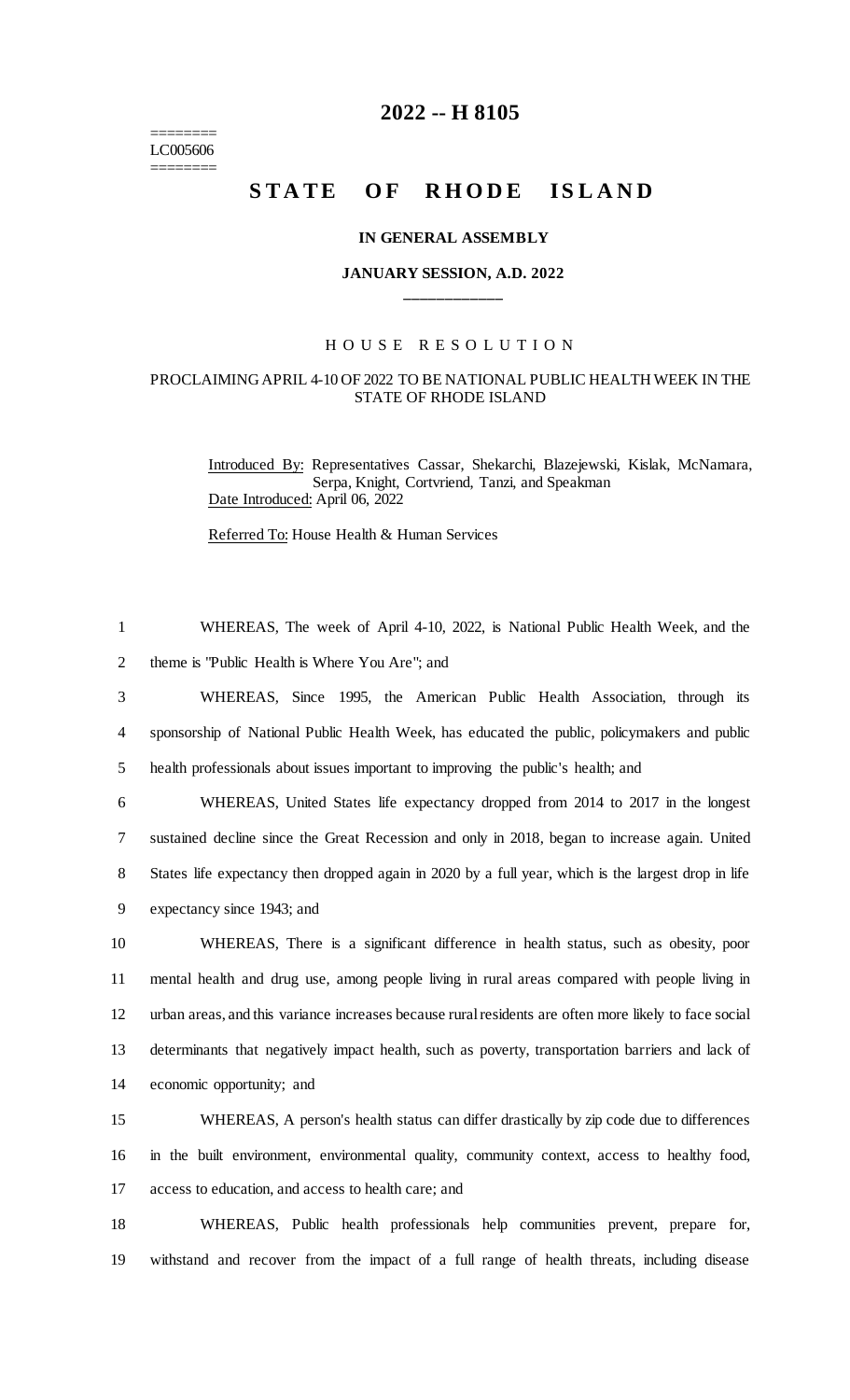========
LC005606
========

# 2022 -- H 8105

## STATE OF RHODE ISLAND

### IN GENERAL ASSEMBLY

### JANUARY SESSION, A.D. 2022

____________

### HOUSE RESOLUTION

### PROCLAIMING APRIL 4-10 OF 2022 TO BE NATIONAL PUBLIC HEALTH WEEK IN THE STATE OF RHODE ISLAND

Introduced By: Representatives Cassar, Shekarchi, Blazejewski, Kislak, McNamara, Serpa, Knight, Cortvriend, Tanzi, and Speakman

Date Introduced: April 06, 2022

Referred To: House Health & Human Services

1 WHEREAS, The week of April 4-10, 2022, is National Public Health Week, and the
2 theme is "Public Health is Where You Are"; and
3 WHEREAS, Since 1995, the American Public Health Association, through its
4 sponsorship of National Public Health Week, has educated the public, policymakers and public
5 health professionals about issues important to improving the public's health; and
6 WHEREAS, United States life expectancy dropped from 2014 to 2017 in the longest
7 sustained decline since the Great Recession and only in 2018, began to increase again. United
8 States life expectancy then dropped again in 2020 by a full year, which is the largest drop in life
9 expectancy since 1943; and
10 WHEREAS, There is a significant difference in health status, such as obesity, poor
11 mental health and drug use, among people living in rural areas compared with people living in
12 urban areas, and this variance increases because rural residents are often more likely to face social
13 determinants that negatively impact health, such as poverty, transportation barriers and lack of
14 economic opportunity; and
15 WHEREAS, A person's health status can differ drastically by zip code due to differences
16 in the built environment, environmental quality, community context, access to healthy food,
17 access to education, and access to health care; and
18 WHEREAS, Public health professionals help communities prevent, prepare for,
19 withstand and recover from the impact of a full range of health threats, including disease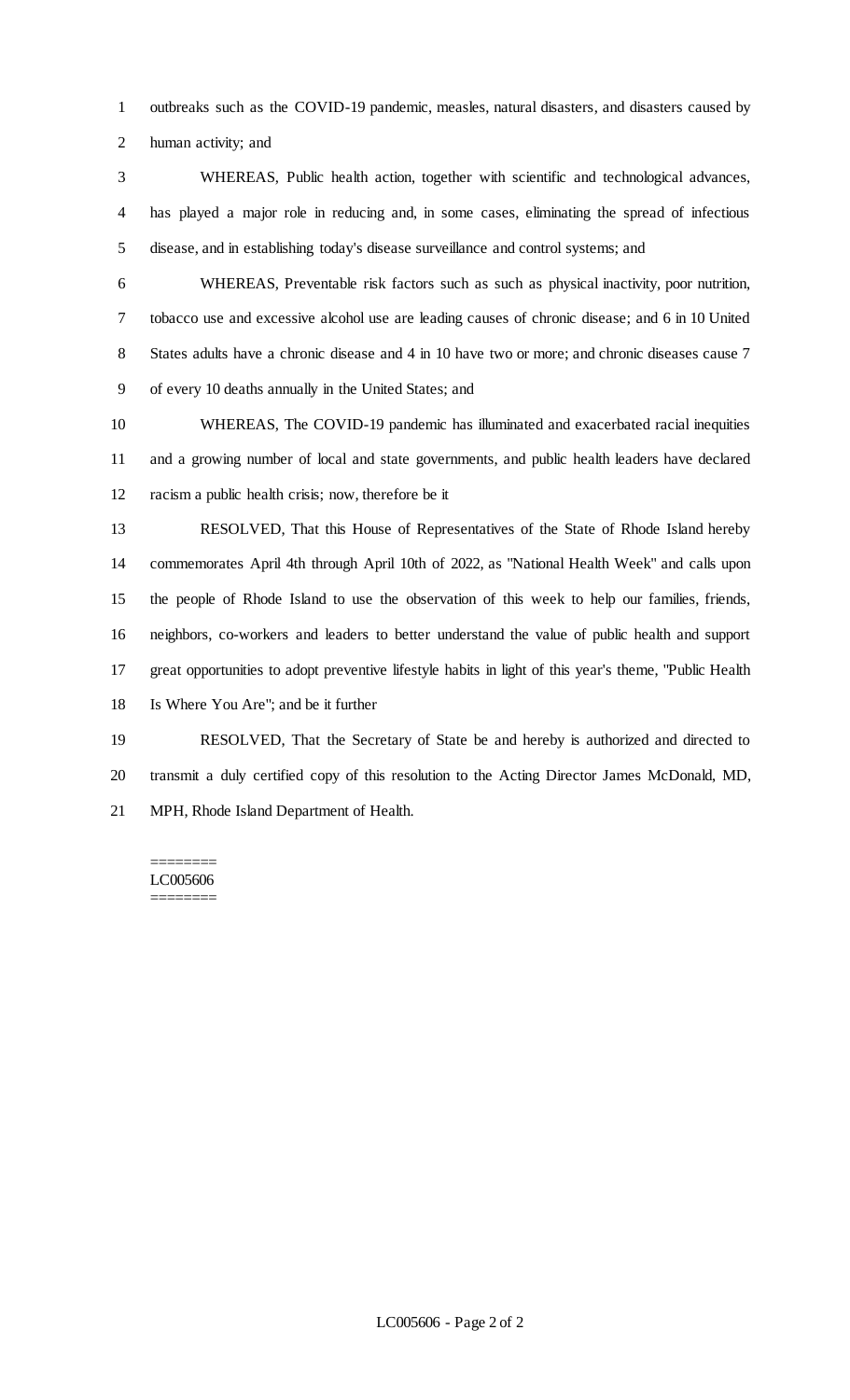outbreaks such as the COVID-19 pandemic, measles, natural disasters, and disasters caused by human activity; and

WHEREAS, Public health action, together with scientific and technological advances, has played a major role in reducing and, in some cases, eliminating the spread of infectious disease, and in establishing today's disease surveillance and control systems; and

WHEREAS, Preventable risk factors such as such as physical inactivity, poor nutrition, tobacco use and excessive alcohol use are leading causes of chronic disease; and 6 in 10 United States adults have a chronic disease and 4 in 10 have two or more; and chronic diseases cause 7 of every 10 deaths annually in the United States; and

WHEREAS, The COVID-19 pandemic has illuminated and exacerbated racial inequities and a growing number of local and state governments, and public health leaders have declared racism a public health crisis; now, therefore be it

RESOLVED, That this House of Representatives of the State of Rhode Island hereby commemorates April 4th through April 10th of 2022, as "National Health Week" and calls upon the people of Rhode Island to use the observation of this week to help our families, friends, neighbors, co-workers and leaders to better understand the value of public health and support great opportunities to adopt preventive lifestyle habits in light of this year's theme, "Public Health Is Where You Are"; and be it further

RESOLVED, That the Secretary of State be and hereby is authorized and directed to transmit a duly certified copy of this resolution to the Acting Director James McDonald, MD, MPH, Rhode Island Department of Health.

========
LC005606
========